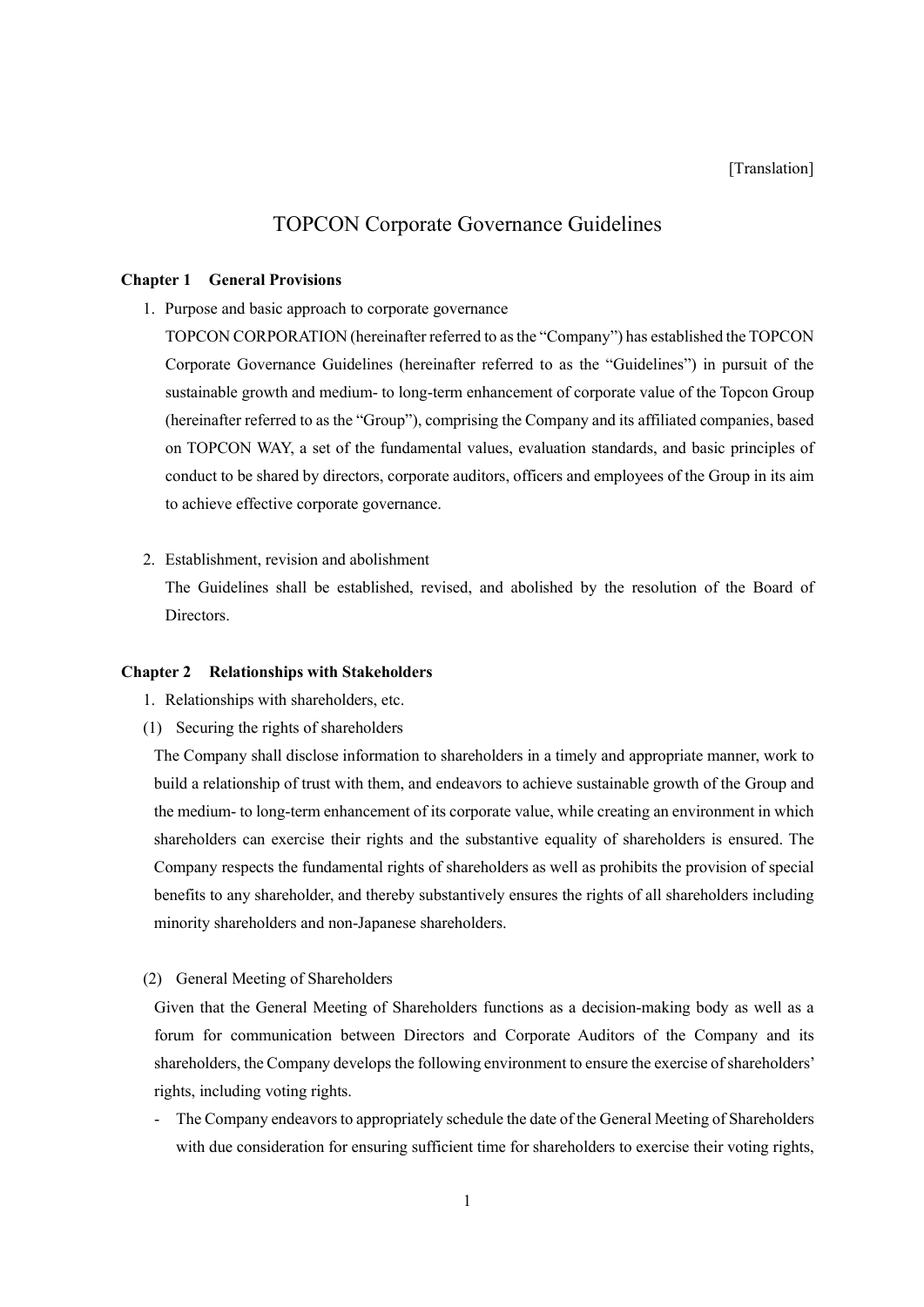[Translation]

# TOPCON Corporate Governance Guidelines

## Chapter 1 General Provisions

1. Purpose and basic approach to corporate governance

   TOPCON CORPORATION (hereinafter referred to as the "Company") has established the TOPCON Corporate Governance Guidelines (hereinafter referred to as the "Guidelines") in pursuit of the sustainable growth and medium- to long-term enhancement of corporate value of the Topcon Group (hereinafter referred to as the "Group"), comprising the Company and its affiliated companies, based on TOPCON WAY, a set of the fundamental values, evaluation standards, and basic principles of conduct to be shared by directors, corporate auditors, officers and employees of the Group in its aim to achieve effective corporate governance.

2. Establishment, revision and abolishment

   The Guidelines shall be established, revised, and abolished by the resolution of the Board of Directors.

## Chapter 2 Relationships with Stakeholders

1. Relationships with shareholders, etc.

(1) Securing the rights of shareholders

The Company shall disclose information to shareholders in a timely and appropriate manner, work to build a relationship of trust with them, and endeavors to achieve sustainable growth of the Group and the medium- to long-term enhancement of its corporate value, while creating an environment in which shareholders can exercise their rights and the substantive equality of shareholders is ensured. The Company respects the fundamental rights of shareholders as well as prohibits the provision of special benefits to any shareholder, and thereby substantively ensures the rights of all shareholders including minority shareholders and non-Japanese shareholders.

(2) General Meeting of Shareholders

Given that the General Meeting of Shareholders functions as a decision-making body as well as a forum for communication between Directors and Corporate Auditors of the Company and its shareholders, the Company develops the following environment to ensure the exercise of shareholders' rights, including voting rights.

- The Company endeavors to appropriately schedule the date of the General Meeting of Shareholders with due consideration for ensuring sufficient time for shareholders to exercise their voting rights,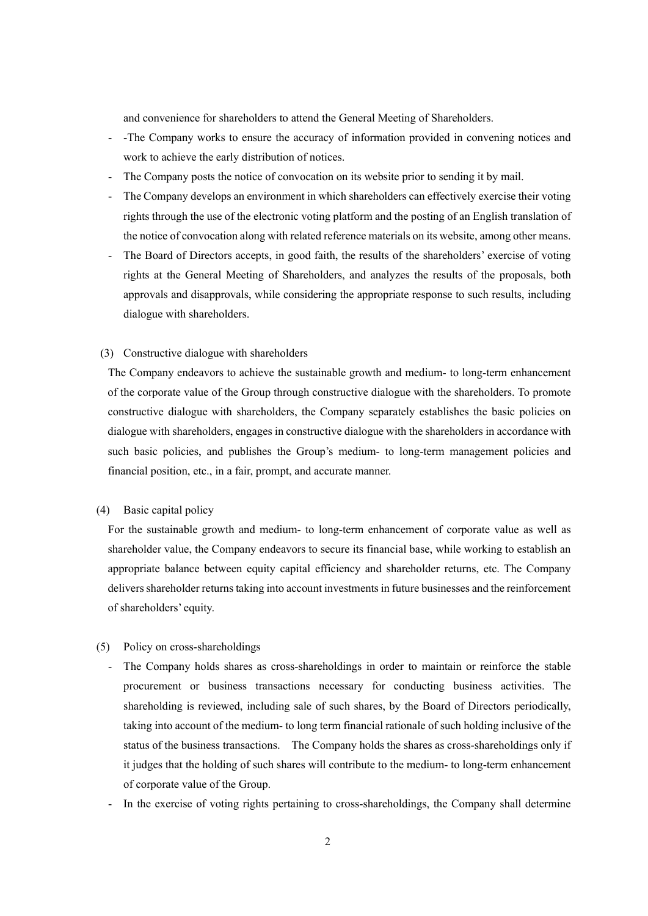and convenience for shareholders to attend the General Meeting of Shareholders.

- -The Company works to ensure the accuracy of information provided in convening notices and work to achieve the early distribution of notices.
- The Company posts the notice of convocation on its website prior to sending it by mail.
- The Company develops an environment in which shareholders can effectively exercise their voting rights through the use of the electronic voting platform and the posting of an English translation of the notice of convocation along with related reference materials on its website, among other means.
- The Board of Directors accepts, in good faith, the results of the shareholders' exercise of voting rights at the General Meeting of Shareholders, and analyzes the results of the proposals, both approvals and disapprovals, while considering the appropriate response to such results, including dialogue with shareholders.

(3) Constructive dialogue with shareholders

The Company endeavors to achieve the sustainable growth and medium- to long-term enhancement of the corporate value of the Group through constructive dialogue with the shareholders. To promote constructive dialogue with shareholders, the Company separately establishes the basic policies on dialogue with shareholders, engages in constructive dialogue with the shareholders in accordance with such basic policies, and publishes the Group's medium- to long-term management policies and financial position, etc., in a fair, prompt, and accurate manner.

(4) Basic capital policy

For the sustainable growth and medium- to long-term enhancement of corporate value as well as shareholder value, the Company endeavors to secure its financial base, while working to establish an appropriate balance between equity capital efficiency and shareholder returns, etc. The Company delivers shareholder returns taking into account investments in future businesses and the reinforcement of shareholders' equity.

(5) Policy on cross-shareholdings

- The Company holds shares as cross-shareholdings in order to maintain or reinforce the stable procurement or business transactions necessary for conducting business activities. The shareholding is reviewed, including sale of such shares, by the Board of Directors periodically, taking into account of the medium- to long term financial rationale of such holding inclusive of the status of the business transactions. The Company holds the shares as cross-shareholdings only if it judges that the holding of such shares will contribute to the medium- to long-term enhancement of corporate value of the Group.
- In the exercise of voting rights pertaining to cross-shareholdings, the Company shall determine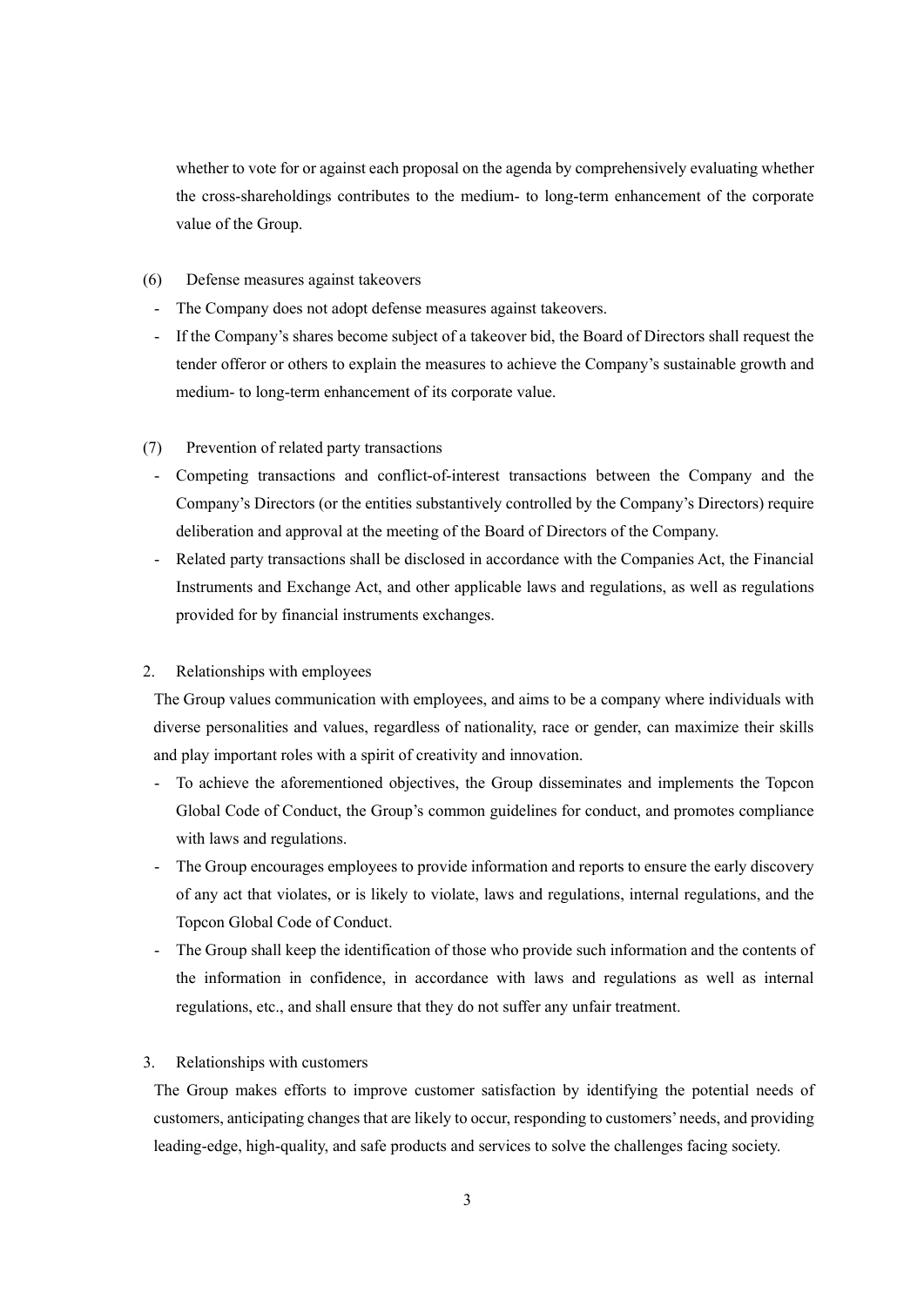whether to vote for or against each proposal on the agenda by comprehensively evaluating whether the cross-shareholdings contributes to the medium- to long-term enhancement of the corporate value of the Group.

(6) Defense measures against takeovers

- The Company does not adopt defense measures against takeovers.
- If the Company's shares become subject of a takeover bid, the Board of Directors shall request the tender offeror or others to explain the measures to achieve the Company's sustainable growth and medium- to long-term enhancement of its corporate value.

(7) Prevention of related party transactions

- Competing transactions and conflict-of-interest transactions between the Company and the Company's Directors (or the entities substantively controlled by the Company's Directors) require deliberation and approval at the meeting of the Board of Directors of the Company.
- Related party transactions shall be disclosed in accordance with the Companies Act, the Financial Instruments and Exchange Act, and other applicable laws and regulations, as well as regulations provided for by financial instruments exchanges.

2. Relationships with employees

The Group values communication with employees, and aims to be a company where individuals with diverse personalities and values, regardless of nationality, race or gender, can maximize their skills and play important roles with a spirit of creativity and innovation.

- To achieve the aforementioned objectives, the Group disseminates and implements the Topcon Global Code of Conduct, the Group's common guidelines for conduct, and promotes compliance with laws and regulations.
- The Group encourages employees to provide information and reports to ensure the early discovery of any act that violates, or is likely to violate, laws and regulations, internal regulations, and the Topcon Global Code of Conduct.
- The Group shall keep the identification of those who provide such information and the contents of the information in confidence, in accordance with laws and regulations as well as internal regulations, etc., and shall ensure that they do not suffer any unfair treatment.

3. Relationships with customers

The Group makes efforts to improve customer satisfaction by identifying the potential needs of customers, anticipating changes that are likely to occur, responding to customers' needs, and providing leading-edge, high-quality, and safe products and services to solve the challenges facing society.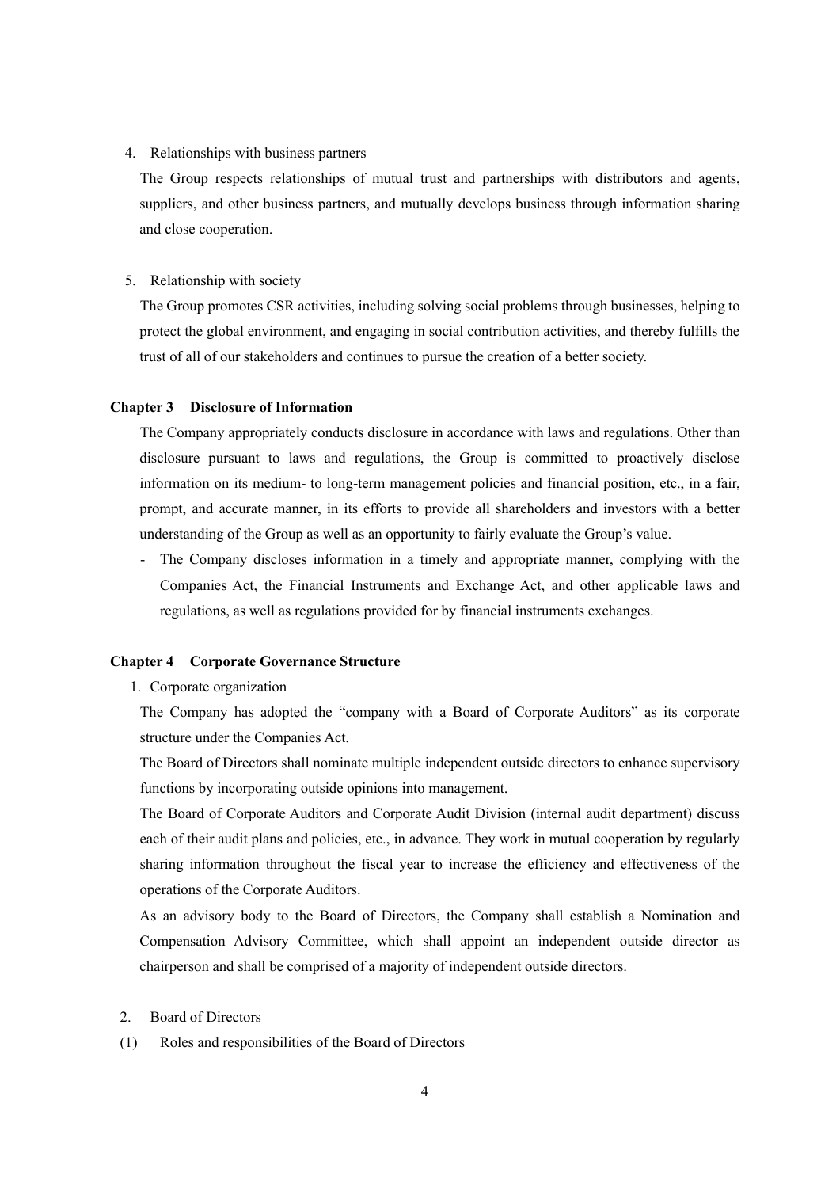4. Relationships with business partners

The Group respects relationships of mutual trust and partnerships with distributors and agents, suppliers, and other business partners, and mutually develops business through information sharing and close cooperation.

5. Relationship with society

The Group promotes CSR activities, including solving social problems through businesses, helping to protect the global environment, and engaging in social contribution activities, and thereby fulfills the trust of all of our stakeholders and continues to pursue the creation of a better society.

## Chapter 3 Disclosure of Information

The Company appropriately conducts disclosure in accordance with laws and regulations. Other than disclosure pursuant to laws and regulations, the Group is committed to proactively disclose information on its medium- to long-term management policies and financial position, etc., in a fair, prompt, and accurate manner, in its efforts to provide all shareholders and investors with a better understanding of the Group as well as an opportunity to fairly evaluate the Group's value.

- The Company discloses information in a timely and appropriate manner, complying with the Companies Act, the Financial Instruments and Exchange Act, and other applicable laws and regulations, as well as regulations provided for by financial instruments exchanges.

## Chapter 4 Corporate Governance Structure

1. Corporate organization

The Company has adopted the "company with a Board of Corporate Auditors" as its corporate structure under the Companies Act.

The Board of Directors shall nominate multiple independent outside directors to enhance supervisory functions by incorporating outside opinions into management.

The Board of Corporate Auditors and Corporate Audit Division (internal audit department) discuss each of their audit plans and policies, etc., in advance. They work in mutual cooperation by regularly sharing information throughout the fiscal year to increase the efficiency and effectiveness of the operations of the Corporate Auditors.

As an advisory body to the Board of Directors, the Company shall establish a Nomination and Compensation Advisory Committee, which shall appoint an independent outside director as chairperson and shall be comprised of a majority of independent outside directors.

2. Board of Directors

(1) Roles and responsibilities of the Board of Directors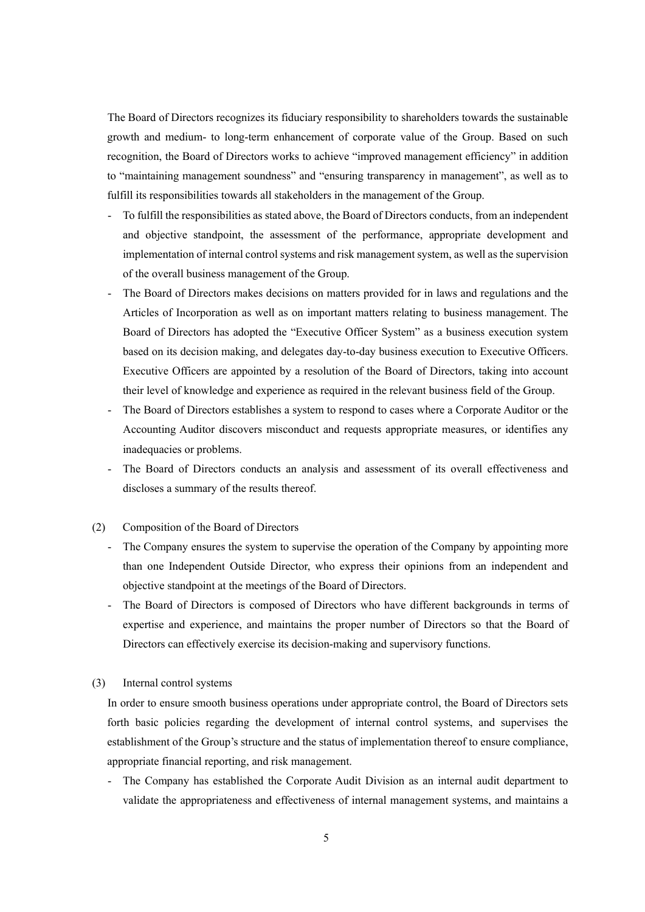The Board of Directors recognizes its fiduciary responsibility to shareholders towards the sustainable growth and medium- to long-term enhancement of corporate value of the Group. Based on such recognition, the Board of Directors works to achieve "improved management efficiency" in addition to "maintaining management soundness" and "ensuring transparency in management", as well as to fulfill its responsibilities towards all stakeholders in the management of the Group.

- To fulfill the responsibilities as stated above, the Board of Directors conducts, from an independent and objective standpoint, the assessment of the performance, appropriate development and implementation of internal control systems and risk management system, as well as the supervision of the overall business management of the Group.
- The Board of Directors makes decisions on matters provided for in laws and regulations and the Articles of Incorporation as well as on important matters relating to business management. The Board of Directors has adopted the "Executive Officer System" as a business execution system based on its decision making, and delegates day-to-day business execution to Executive Officers. Executive Officers are appointed by a resolution of the Board of Directors, taking into account their level of knowledge and experience as required in the relevant business field of the Group.
- The Board of Directors establishes a system to respond to cases where a Corporate Auditor or the Accounting Auditor discovers misconduct and requests appropriate measures, or identifies any inadequacies or problems.
- The Board of Directors conducts an analysis and assessment of its overall effectiveness and discloses a summary of the results thereof.

(2) Composition of the Board of Directors

- The Company ensures the system to supervise the operation of the Company by appointing more than one Independent Outside Director, who express their opinions from an independent and objective standpoint at the meetings of the Board of Directors.
- The Board of Directors is composed of Directors who have different backgrounds in terms of expertise and experience, and maintains the proper number of Directors so that the Board of Directors can effectively exercise its decision-making and supervisory functions.

(3) Internal control systems

In order to ensure smooth business operations under appropriate control, the Board of Directors sets forth basic policies regarding the development of internal control systems, and supervises the establishment of the Group's structure and the status of implementation thereof to ensure compliance, appropriate financial reporting, and risk management.

- The Company has established the Corporate Audit Division as an internal audit department to validate the appropriateness and effectiveness of internal management systems, and maintains a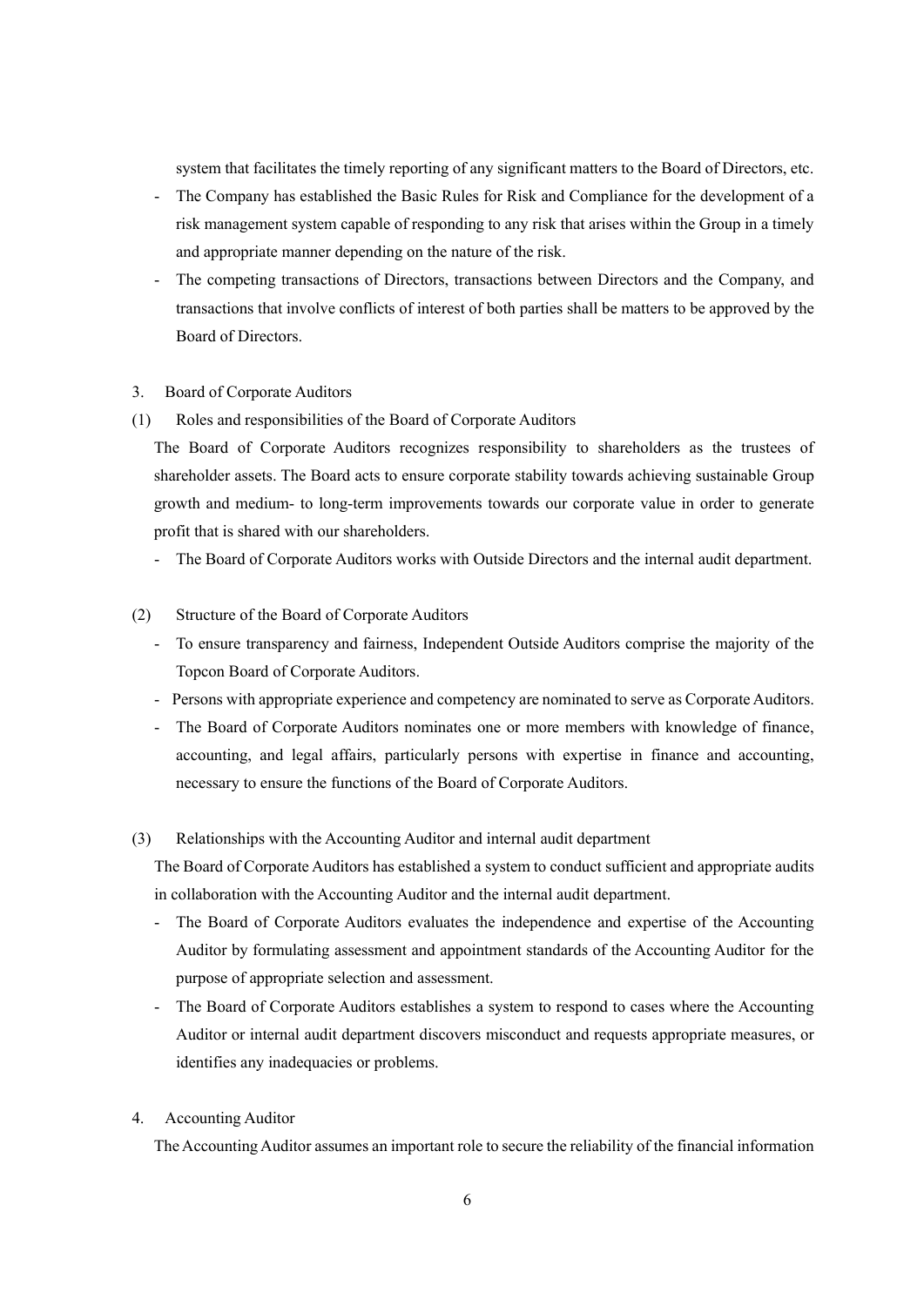system that facilitates the timely reporting of any significant matters to the Board of Directors, etc.

- The Company has established the Basic Rules for Risk and Compliance for the development of a risk management system capable of responding to any risk that arises within the Group in a timely and appropriate manner depending on the nature of the risk.
- The competing transactions of Directors, transactions between Directors and the Company, and transactions that involve conflicts of interest of both parties shall be matters to be approved by the Board of Directors.

## 3. Board of Corporate Auditors

### (1) Roles and responsibilities of the Board of Corporate Auditors

The Board of Corporate Auditors recognizes responsibility to shareholders as the trustees of shareholder assets. The Board acts to ensure corporate stability towards achieving sustainable Group growth and medium- to long-term improvements towards our corporate value in order to generate profit that is shared with our shareholders.

- The Board of Corporate Auditors works with Outside Directors and the internal audit department.

### (2) Structure of the Board of Corporate Auditors

- To ensure transparency and fairness, Independent Outside Auditors comprise the majority of the Topcon Board of Corporate Auditors.
- Persons with appropriate experience and competency are nominated to serve as Corporate Auditors.
- The Board of Corporate Auditors nominates one or more members with knowledge of finance, accounting, and legal affairs, particularly persons with expertise in finance and accounting, necessary to ensure the functions of the Board of Corporate Auditors.

### (3) Relationships with the Accounting Auditor and internal audit department

The Board of Corporate Auditors has established a system to conduct sufficient and appropriate audits in collaboration with the Accounting Auditor and the internal audit department.

- The Board of Corporate Auditors evaluates the independence and expertise of the Accounting Auditor by formulating assessment and appointment standards of the Accounting Auditor for the purpose of appropriate selection and assessment.
- The Board of Corporate Auditors establishes a system to respond to cases where the Accounting Auditor or internal audit department discovers misconduct and requests appropriate measures, or identifies any inadequacies or problems.

## 4. Accounting Auditor

The Accounting Auditor assumes an important role to secure the reliability of the financial information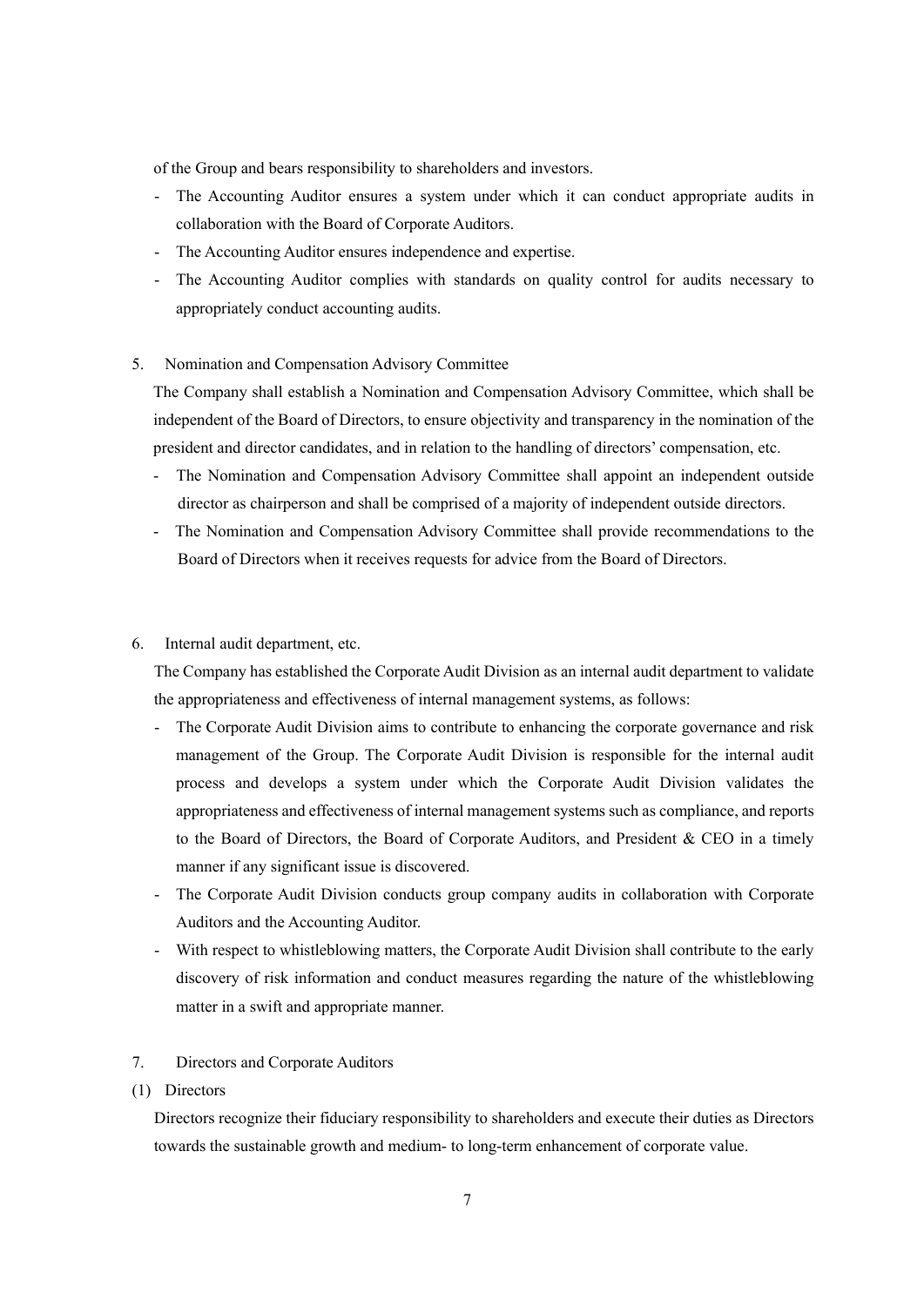of the Group and bears responsibility to shareholders and investors.

- The Accounting Auditor ensures a system under which it can conduct appropriate audits in collaboration with the Board of Corporate Auditors.
- The Accounting Auditor ensures independence and expertise.
- The Accounting Auditor complies with standards on quality control for audits necessary to appropriately conduct accounting audits.

5. Nomination and Compensation Advisory Committee

The Company shall establish a Nomination and Compensation Advisory Committee, which shall be independent of the Board of Directors, to ensure objectivity and transparency in the nomination of the president and director candidates, and in relation to the handling of directors' compensation, etc.

- The Nomination and Compensation Advisory Committee shall appoint an independent outside director as chairperson and shall be comprised of a majority of independent outside directors.
- The Nomination and Compensation Advisory Committee shall provide recommendations to the Board of Directors when it receives requests for advice from the Board of Directors.

6. Internal audit department, etc.

The Company has established the Corporate Audit Division as an internal audit department to validate the appropriateness and effectiveness of internal management systems, as follows:

- The Corporate Audit Division aims to contribute to enhancing the corporate governance and risk management of the Group. The Corporate Audit Division is responsible for the internal audit process and develops a system under which the Corporate Audit Division validates the appropriateness and effectiveness of internal management systems such as compliance, and reports to the Board of Directors, the Board of Corporate Auditors, and President & CEO in a timely manner if any significant issue is discovered.
- The Corporate Audit Division conducts group company audits in collaboration with Corporate Auditors and the Accounting Auditor.
- With respect to whistleblowing matters, the Corporate Audit Division shall contribute to the early discovery of risk information and conduct measures regarding the nature of the whistleblowing matter in a swift and appropriate manner.

7. Directors and Corporate Auditors

(1) Directors

Directors recognize their fiduciary responsibility to shareholders and execute their duties as Directors towards the sustainable growth and medium- to long-term enhancement of corporate value.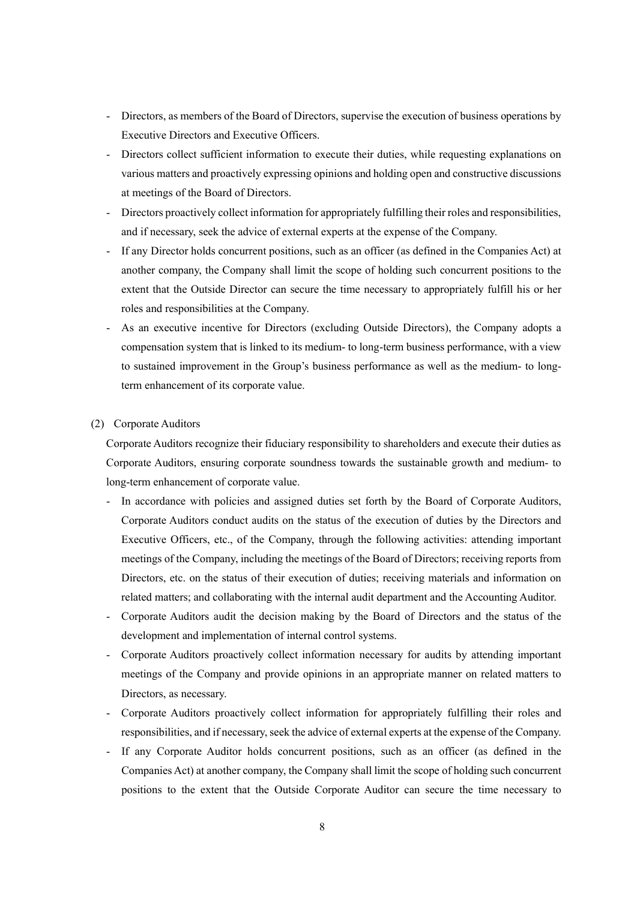- Directors, as members of the Board of Directors, supervise the execution of business operations by Executive Directors and Executive Officers.
- Directors collect sufficient information to execute their duties, while requesting explanations on various matters and proactively expressing opinions and holding open and constructive discussions at meetings of the Board of Directors.
- Directors proactively collect information for appropriately fulfilling their roles and responsibilities, and if necessary, seek the advice of external experts at the expense of the Company.
- If any Director holds concurrent positions, such as an officer (as defined in the Companies Act) at another company, the Company shall limit the scope of holding such concurrent positions to the extent that the Outside Director can secure the time necessary to appropriately fulfill his or her roles and responsibilities at the Company.
- As an executive incentive for Directors (excluding Outside Directors), the Company adopts a compensation system that is linked to its medium- to long-term business performance, with a view to sustained improvement in the Group's business performance as well as the medium- to long-term enhancement of its corporate value.

(2) Corporate Auditors

Corporate Auditors recognize their fiduciary responsibility to shareholders and execute their duties as Corporate Auditors, ensuring corporate soundness towards the sustainable growth and medium- to long-term enhancement of corporate value.

- In accordance with policies and assigned duties set forth by the Board of Corporate Auditors, Corporate Auditors conduct audits on the status of the execution of duties by the Directors and Executive Officers, etc., of the Company, through the following activities: attending important meetings of the Company, including the meetings of the Board of Directors; receiving reports from Directors, etc. on the status of their execution of duties; receiving materials and information on related matters; and collaborating with the internal audit department and the Accounting Auditor.
- Corporate Auditors audit the decision making by the Board of Directors and the status of the development and implementation of internal control systems.
- Corporate Auditors proactively collect information necessary for audits by attending important meetings of the Company and provide opinions in an appropriate manner on related matters to Directors, as necessary.
- Corporate Auditors proactively collect information for appropriately fulfilling their roles and responsibilities, and if necessary, seek the advice of external experts at the expense of the Company.
- If any Corporate Auditor holds concurrent positions, such as an officer (as defined in the Companies Act) at another company, the Company shall limit the scope of holding such concurrent positions to the extent that the Outside Corporate Auditor can secure the time necessary to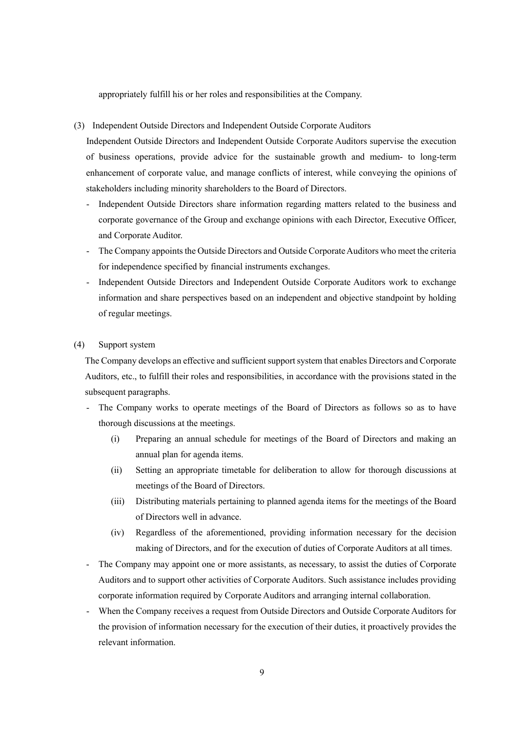appropriately fulfill his or her roles and responsibilities at the Company.

(3) Independent Outside Directors and Independent Outside Corporate Auditors

Independent Outside Directors and Independent Outside Corporate Auditors supervise the execution of business operations, provide advice for the sustainable growth and medium- to long-term enhancement of corporate value, and manage conflicts of interest, while conveying the opinions of stakeholders including minority shareholders to the Board of Directors.

- Independent Outside Directors share information regarding matters related to the business and corporate governance of the Group and exchange opinions with each Director, Executive Officer, and Corporate Auditor.
- The Company appoints the Outside Directors and Outside Corporate Auditors who meet the criteria for independence specified by financial instruments exchanges.
- Independent Outside Directors and Independent Outside Corporate Auditors work to exchange information and share perspectives based on an independent and objective standpoint by holding of regular meetings.

(4) Support system

The Company develops an effective and sufficient support system that enables Directors and Corporate Auditors, etc., to fulfill their roles and responsibilities, in accordance with the provisions stated in the subsequent paragraphs.

- The Company works to operate meetings of the Board of Directors as follows so as to have thorough discussions at the meetings.
  - (i) Preparing an annual schedule for meetings of the Board of Directors and making an annual plan for agenda items.
  - (ii) Setting an appropriate timetable for deliberation to allow for thorough discussions at meetings of the Board of Directors.
  - (iii) Distributing materials pertaining to planned agenda items for the meetings of the Board of Directors well in advance.
  - (iv) Regardless of the aforementioned, providing information necessary for the decision making of Directors, and for the execution of duties of Corporate Auditors at all times.
- The Company may appoint one or more assistants, as necessary, to assist the duties of Corporate Auditors and to support other activities of Corporate Auditors. Such assistance includes providing corporate information required by Corporate Auditors and arranging internal collaboration.
- When the Company receives a request from Outside Directors and Outside Corporate Auditors for the provision of information necessary for the execution of their duties, it proactively provides the relevant information.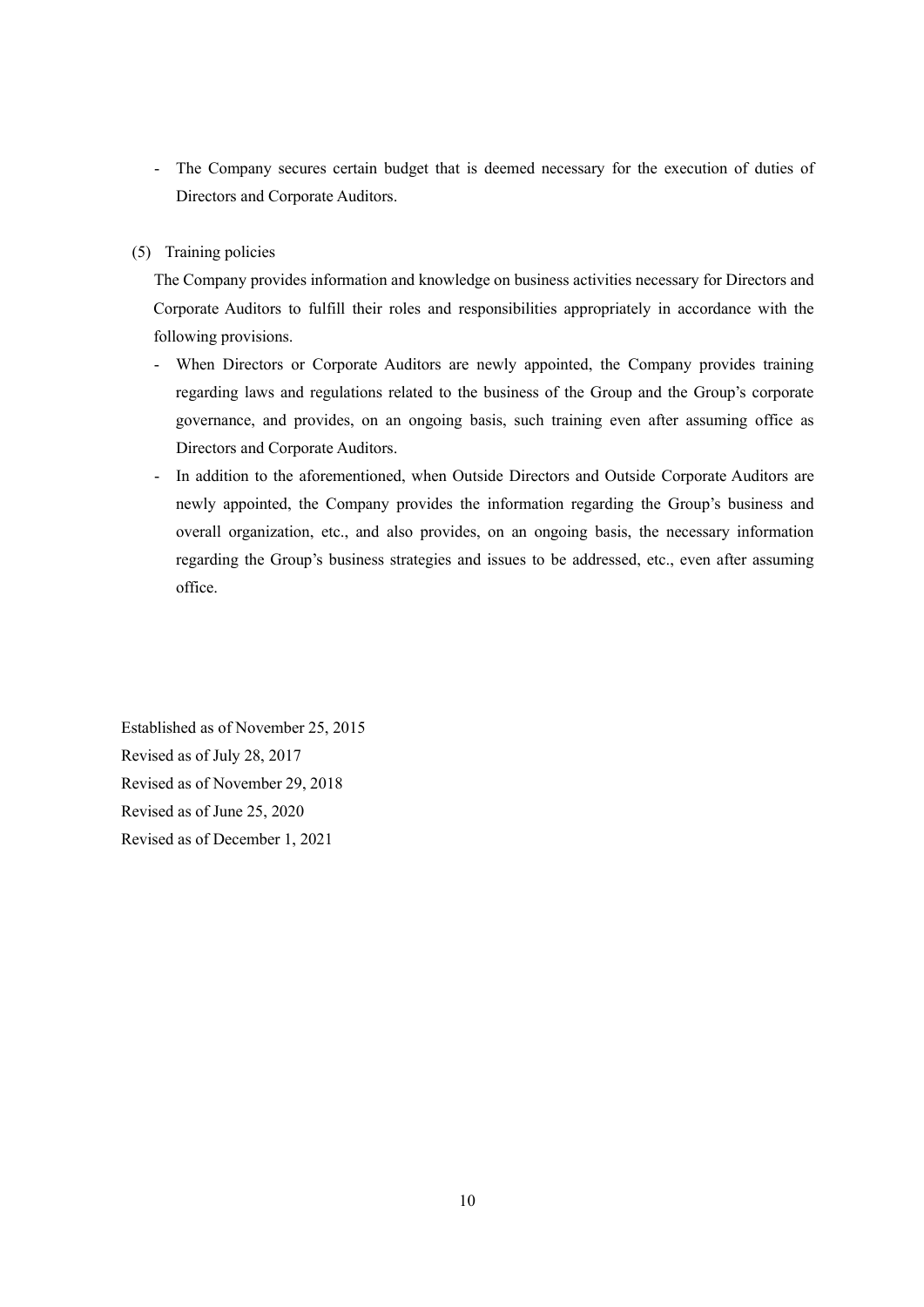- The Company secures certain budget that is deemed necessary for the execution of duties of Directors and Corporate Auditors.

(5) Training policies

The Company provides information and knowledge on business activities necessary for Directors and Corporate Auditors to fulfill their roles and responsibilities appropriately in accordance with the following provisions.

- When Directors or Corporate Auditors are newly appointed, the Company provides training regarding laws and regulations related to the business of the Group and the Group's corporate governance, and provides, on an ongoing basis, such training even after assuming office as Directors and Corporate Auditors.
- In addition to the aforementioned, when Outside Directors and Outside Corporate Auditors are newly appointed, the Company provides the information regarding the Group's business and overall organization, etc., and also provides, on an ongoing basis, the necessary information regarding the Group's business strategies and issues to be addressed, etc., even after assuming office.

Established as of November 25, 2015
Revised as of July 28, 2017
Revised as of November 29, 2018
Revised as of June 25, 2020
Revised as of December 1, 2021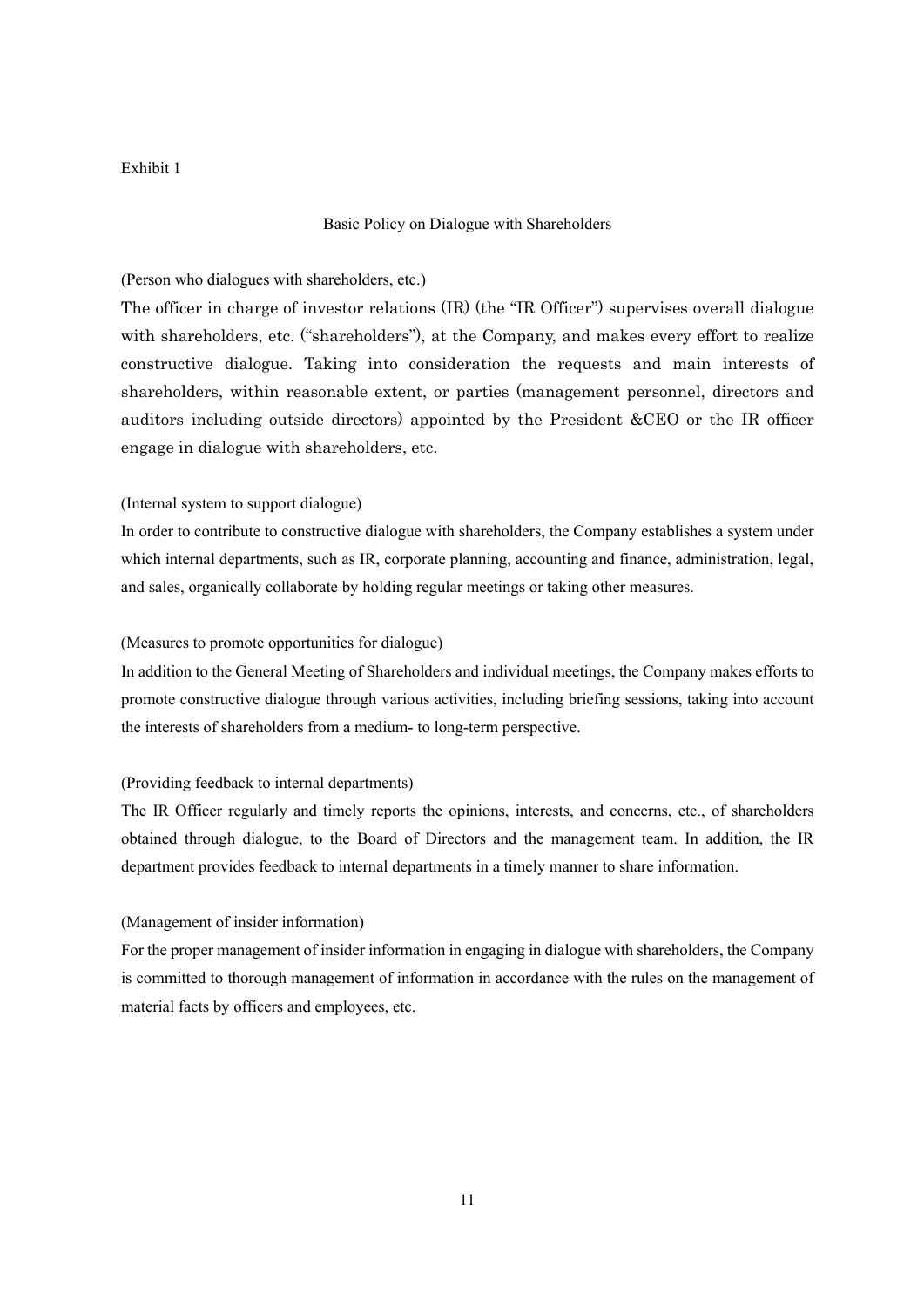Exhibit 1

## Basic Policy on Dialogue with Shareholders

(Person who dialogues with shareholders, etc.)

The officer in charge of investor relations (IR) (the "IR Officer") supervises overall dialogue with shareholders, etc. ("shareholders"), at the Company, and makes every effort to realize constructive dialogue. Taking into consideration the requests and main interests of shareholders, within reasonable extent, or parties (management personnel, directors and auditors including outside directors) appointed by the President &CEO or the IR officer engage in dialogue with shareholders, etc.

(Internal system to support dialogue)

In order to contribute to constructive dialogue with shareholders, the Company establishes a system under which internal departments, such as IR, corporate planning, accounting and finance, administration, legal, and sales, organically collaborate by holding regular meetings or taking other measures.

(Measures to promote opportunities for dialogue)

In addition to the General Meeting of Shareholders and individual meetings, the Company makes efforts to promote constructive dialogue through various activities, including briefing sessions, taking into account the interests of shareholders from a medium- to long-term perspective.

(Providing feedback to internal departments)

The IR Officer regularly and timely reports the opinions, interests, and concerns, etc., of shareholders obtained through dialogue, to the Board of Directors and the management team. In addition, the IR department provides feedback to internal departments in a timely manner to share information.

(Management of insider information)

For the proper management of insider information in engaging in dialogue with shareholders, the Company is committed to thorough management of information in accordance with the rules on the management of material facts by officers and employees, etc.